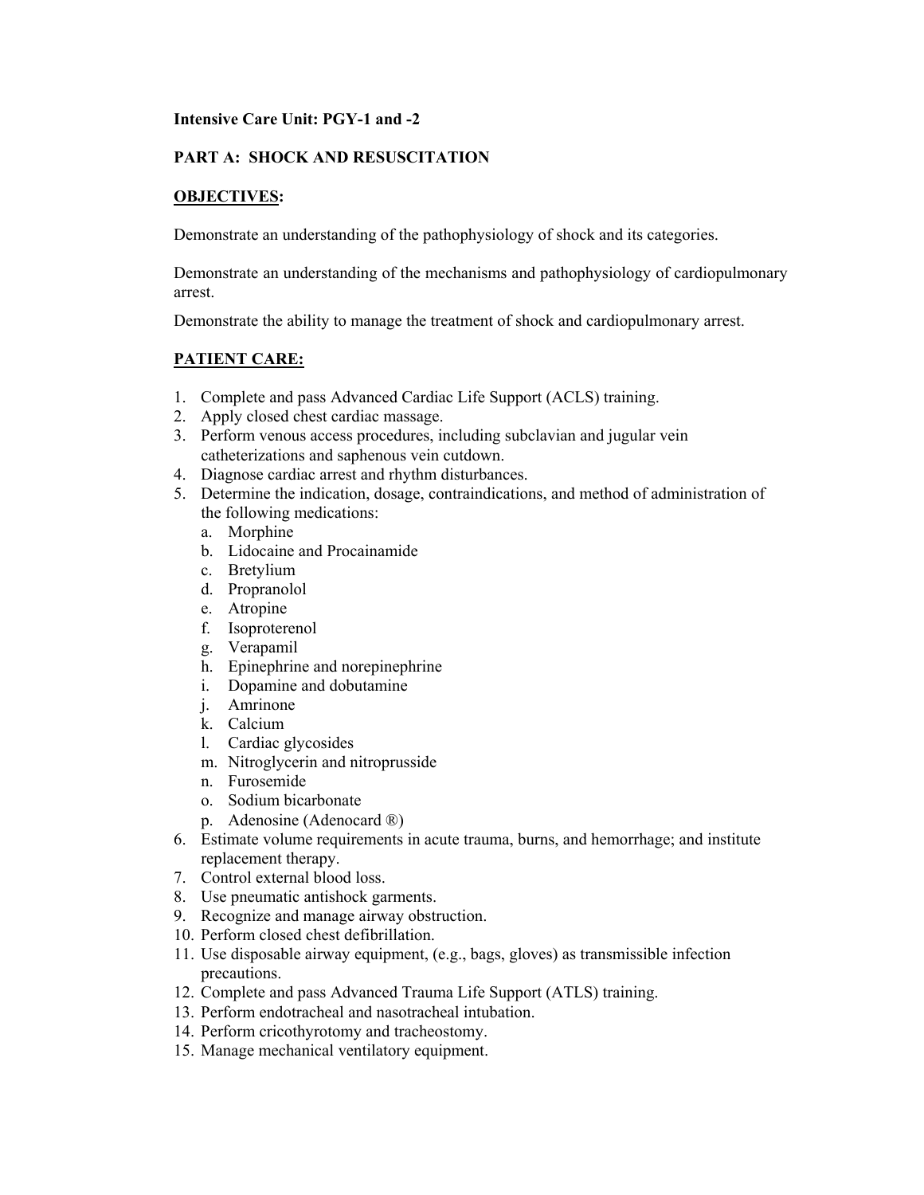**Intensive Care Unit: PGY-1 and -2**

**PART A: SHOCK AND RESUSCITATION**

**OBJECTIVES:**

Demonstrate an understanding of the pathophysiology of shock and its categories.

Demonstrate an understanding of the mechanisms and pathophysiology of cardiopulmonary arrest.

Demonstrate the ability to manage the treatment of shock and cardiopulmonary arrest.

**PATIENT CARE:**

1. Complete and pass Advanced Cardiac Life Support (ACLS) training.
2. Apply closed chest cardiac massage.
3. Perform venous access procedures, including subclavian and jugular vein catheterizations and saphenous vein cutdown.
4. Diagnose cardiac arrest and rhythm disturbances.
5. Determine the indication, dosage, contraindications, and method of administration of the following medications:
   a. Morphine
   b. Lidocaine and Procainamide
   c. Bretylium
   d. Propranolol
   e. Atropine
   f. Isoproterenol
   g. Verapamil
   h. Epinephrine and norepinephrine
   i. Dopamine and dobutamine
   j. Amrinone
   k. Calcium
   l. Cardiac glycosides
   m. Nitroglycerin and nitroprusside
   n. Furosemide
   o. Sodium bicarbonate
   p. Adenosine (Adenocard ®)
6. Estimate volume requirements in acute trauma, burns, and hemorrhage; and institute replacement therapy.
7. Control external blood loss.
8. Use pneumatic antishock garments.
9. Recognize and manage airway obstruction.
10. Perform closed chest defibrillation.
11. Use disposable airway equipment, (e.g., bags, gloves) as transmissible infection precautions.
12. Complete and pass Advanced Trauma Life Support (ATLS) training.
13. Perform endotracheal and nasotracheal intubation.
14. Perform cricothyrotomy and tracheostomy.
15. Manage mechanical ventilatory equipment.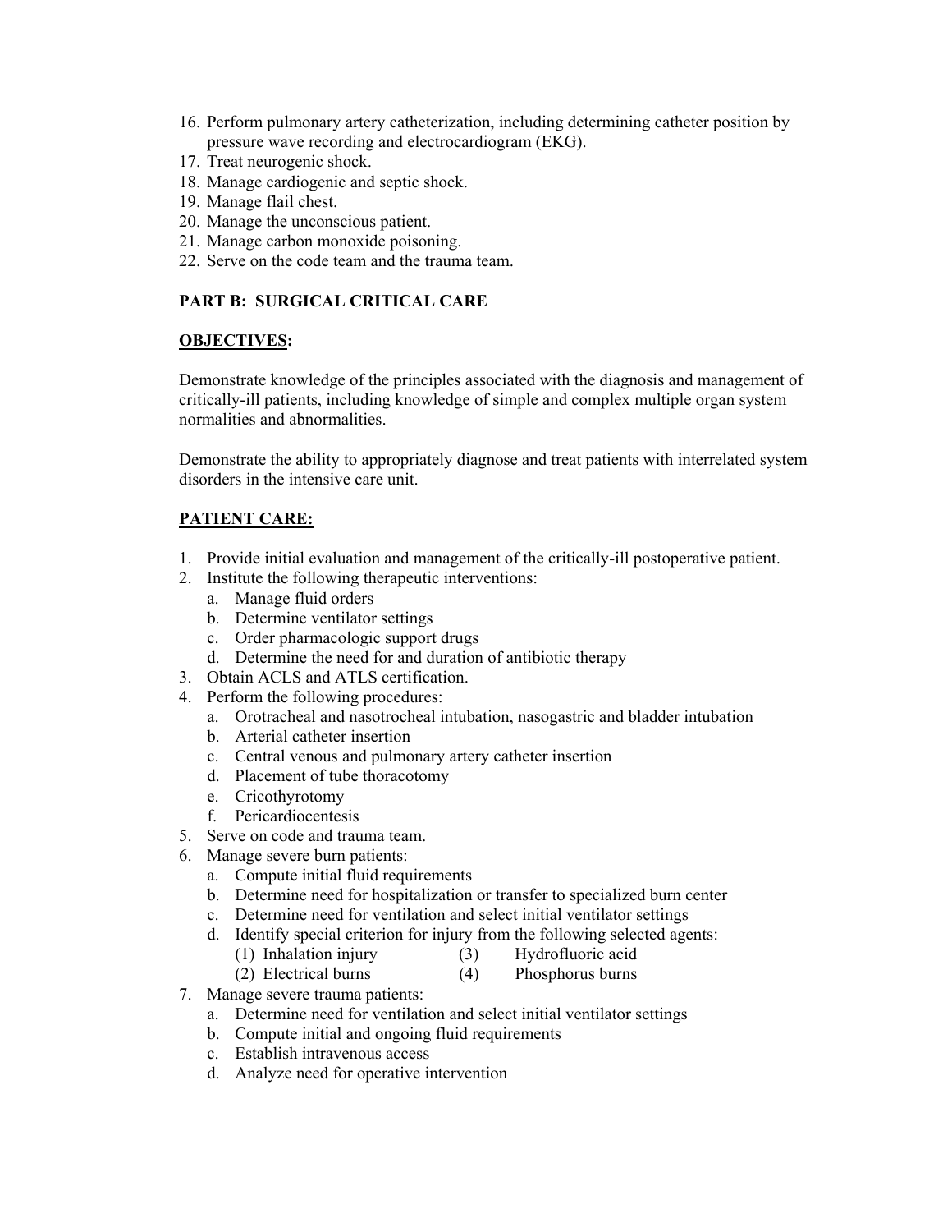16. Perform pulmonary artery catheterization, including determining catheter position by pressure wave recording and electrocardiogram (EKG).
17. Treat neurogenic shock.
18. Manage cardiogenic and septic shock.
19. Manage flail chest.
20. Manage the unconscious patient.
21. Manage carbon monoxide poisoning.
22. Serve on the code team and the trauma team.

**PART B: SURGICAL CRITICAL CARE**

**OBJECTIVES:**

Demonstrate knowledge of the principles associated with the diagnosis and management of critically-ill patients, including knowledge of simple and complex multiple organ system normalities and abnormalities.

Demonstrate the ability to appropriately diagnose and treat patients with interrelated system disorders in the intensive care unit.

**PATIENT CARE:**

1. Provide initial evaluation and management of the critically-ill postoperative patient.
2. Institute the following therapeutic interventions:
   a. Manage fluid orders
   b. Determine ventilator settings
   c. Order pharmacologic support drugs
   d. Determine the need for and duration of antibiotic therapy
3. Obtain ACLS and ATLS certification.
4. Perform the following procedures:
   a. Orotracheal and nasotrocheal intubation, nasogastric and bladder intubation
   b. Arterial catheter insertion
   c. Central venous and pulmonary artery catheter insertion
   d. Placement of tube thoracotomy
   e. Cricothyrotomy
   f. Pericardiocentesis
5. Serve on code and trauma team.
6. Manage severe burn patients:
   a. Compute initial fluid requirements
   b. Determine need for hospitalization or transfer to specialized burn center
   c. Determine need for ventilation and select initial ventilator settings
   d. Identify special criterion for injury from the following selected agents:
      (1) Inhalation injury
      (2) Electrical burns
      (3) Hydrofluoric acid
      (4) Phosphorus burns
7. Manage severe trauma patients:
   a. Determine need for ventilation and select initial ventilator settings
   b. Compute initial and ongoing fluid requirements
   c. Establish intravenous access
   d. Analyze need for operative intervention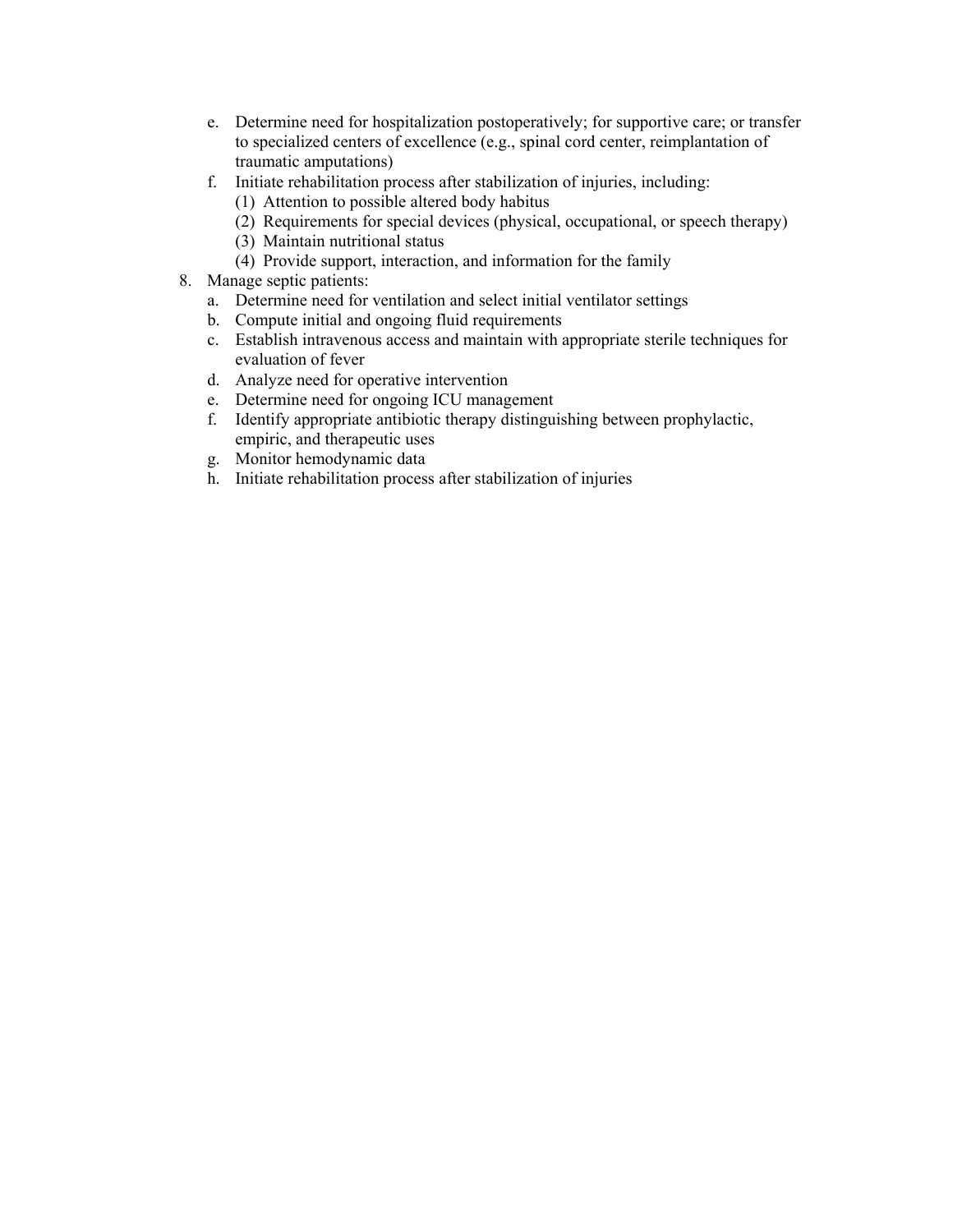e. Determine need for hospitalization postoperatively; for supportive care; or transfer to specialized centers of excellence (e.g., spinal cord center, reimplantation of traumatic amputations)
   f. Initiate rehabilitation process after stabilization of injuries, including:
      (1) Attention to possible altered body habitus
      (2) Requirements for special devices (physical, occupational, or speech therapy)
      (3) Maintain nutritional status
      (4) Provide support, interaction, and information for the family

8. Manage septic patients:
   a. Determine need for ventilation and select initial ventilator settings
   b. Compute initial and ongoing fluid requirements
   c. Establish intravenous access and maintain with appropriate sterile techniques for evaluation of fever
   d. Analyze need for operative intervention
   e. Determine need for ongoing ICU management
   f. Identify appropriate antibiotic therapy distinguishing between prophylactic, empiric, and therapeutic uses
   g. Monitor hemodynamic data
   h. Initiate rehabilitation process after stabilization of injuries